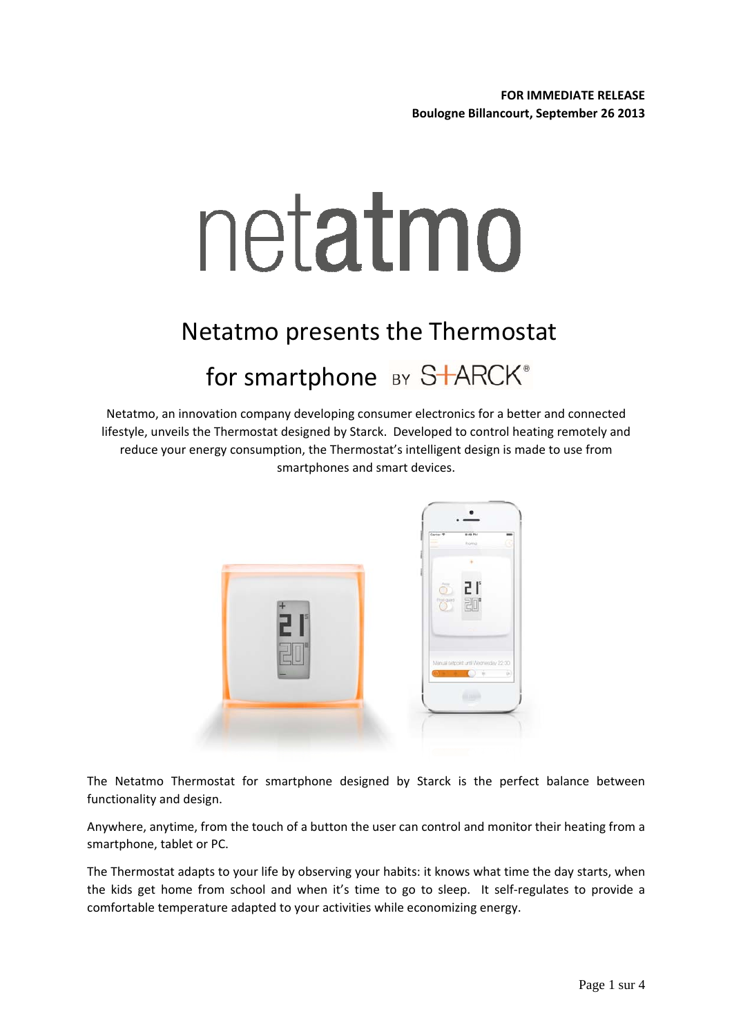**FOR IMMEDIATE RELEASE**
**Boulogne Billancourt, September 26 2013**

# netatmo

## Netatmo presents the Thermostat for smartphone BY STARCK®

Netatmo, an innovation company developing consumer electronics for a better and connected lifestyle, unveils the Thermostat designed by Starck. Developed to control heating remotely and reduce your energy consumption, the Thermostat's intelligent design is made to use from smartphones and smart devices.

The Netatmo Thermostat for smartphone designed by Starck is the perfect balance between functionality and design.

Anywhere, anytime, from the touch of a button the user can control and monitor their heating from a smartphone, tablet or PC.

The Thermostat adapts to your life by observing your habits: it knows what time the day starts, when the kids get home from school and when it's time to go to sleep. It self-regulates to provide a comfortable temperature adapted to your activities while economizing energy.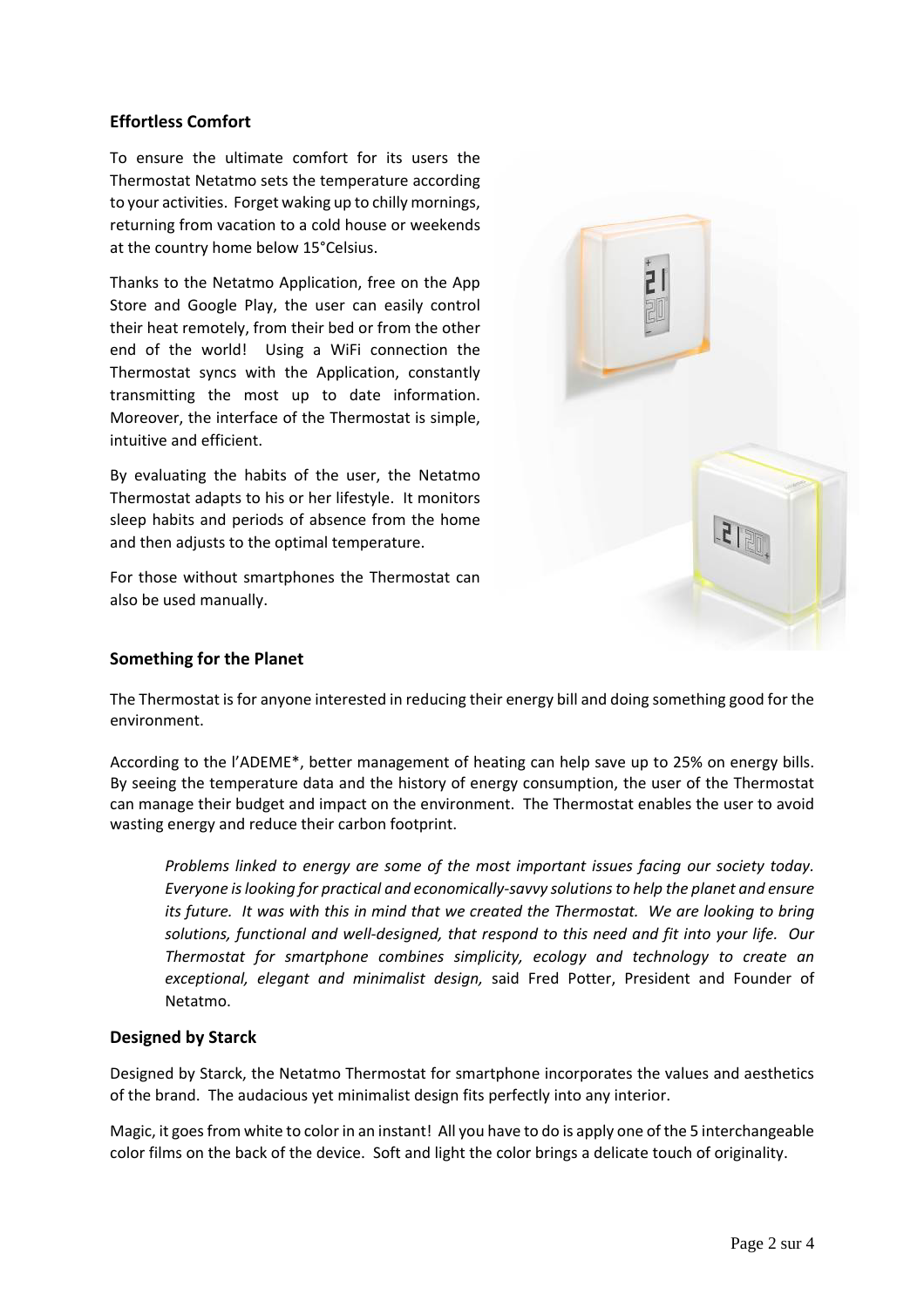## Effortless Comfort

To ensure the ultimate comfort for its users the Thermostat Netatmo sets the temperature according to your activities. Forget waking up to chilly mornings, returning from vacation to a cold house or weekends at the country home below 15°Celsius.

Thanks to the Netatmo Application, free on the App Store and Google Play, the user can easily control their heat remotely, from their bed or from the other end of the world! Using a WiFi connection the Thermostat syncs with the Application, constantly transmitting the most up to date information. Moreover, the interface of the Thermostat is simple, intuitive and efficient.

By evaluating the habits of the user, the Netatmo Thermostat adapts to his or her lifestyle. It monitors sleep habits and periods of absence from the home and then adjusts to the optimal temperature.

For those without smartphones the Thermostat can also be used manually.

## Something for the Planet

The Thermostat is for anyone interested in reducing their energy bill and doing something good for the environment.

According to the l'ADEME*, better management of heating can help save up to 25% on energy bills. By seeing the temperature data and the history of energy consumption, the user of the Thermostat can manage their budget and impact on the environment. The Thermostat enables the user to avoid wasting energy and reduce their carbon footprint.

> *Problems linked to energy are some of the most important issues facing our society today. Everyone is looking for practical and economically-savvy solutions to help the planet and ensure its future. It was with this in mind that we created the Thermostat. We are looking to bring solutions, functional and well-designed, that respond to this need and fit into your life. Our Thermostat for smartphone combines simplicity, ecology and technology to create an exceptional, elegant and minimalist design,* said Fred Potter, President and Founder of Netatmo.

## Designed by Starck

Designed by Starck, the Netatmo Thermostat for smartphone incorporates the values and aesthetics of the brand. The audacious yet minimalist design fits perfectly into any interior.

Magic, it goes from white to color in an instant! All you have to do is apply one of the 5 interchangeable color films on the back of the device. Soft and light the color brings a delicate touch of originality.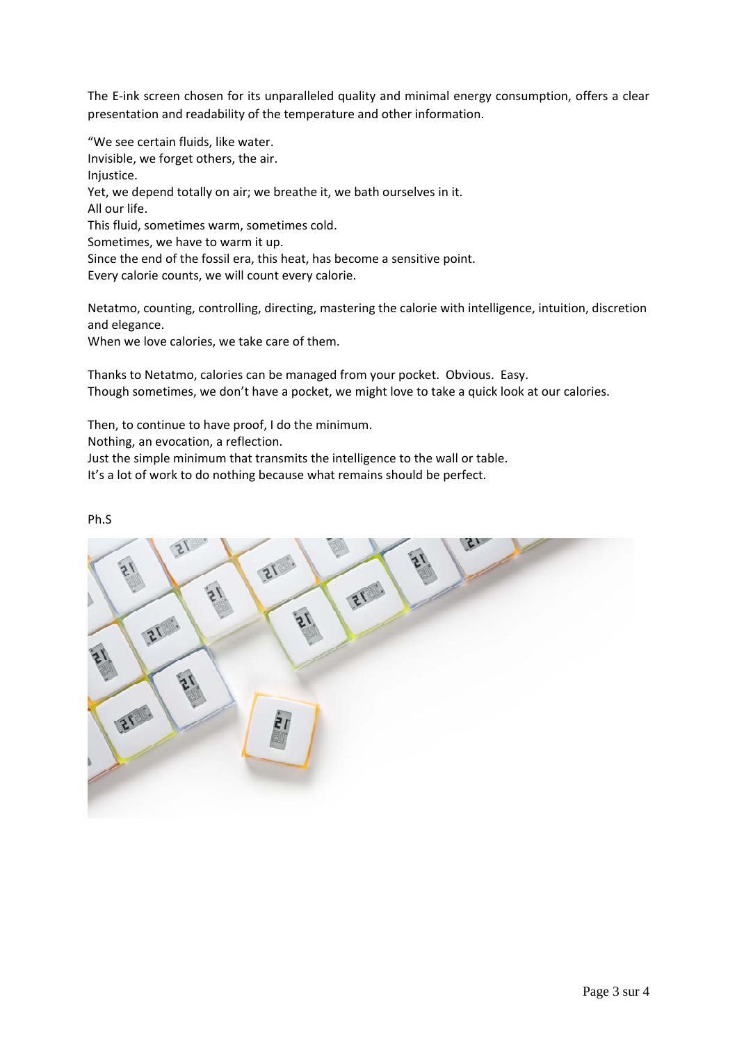The E-ink screen chosen for its unparalleled quality and minimal energy consumption, offers a clear presentation and readability of the temperature and other information.

"We see certain fluids, like water.
Invisible, we forget others, the air.
Injustice.
Yet, we depend totally on air; we breathe it, we bath ourselves in it.
All our life.
This fluid, sometimes warm, sometimes cold.
Sometimes, we have to warm it up.
Since the end of the fossil era, this heat, has become a sensitive point.
Every calorie counts, we will count every calorie.

Netatmo, counting, controlling, directing, mastering the calorie with intelligence, intuition, discretion and elegance.
When we love calories, we take care of them.

Thanks to Netatmo, calories can be managed from your pocket. Obvious. Easy.
Though sometimes, we don't have a pocket, we might love to take a quick look at our calories.

Then, to continue to have proof, I do the minimum.
Nothing, an evocation, a reflection.
Just the simple minimum that transmits the intelligence to the wall or table.
It's a lot of work to do nothing because what remains should be perfect.

Ph.S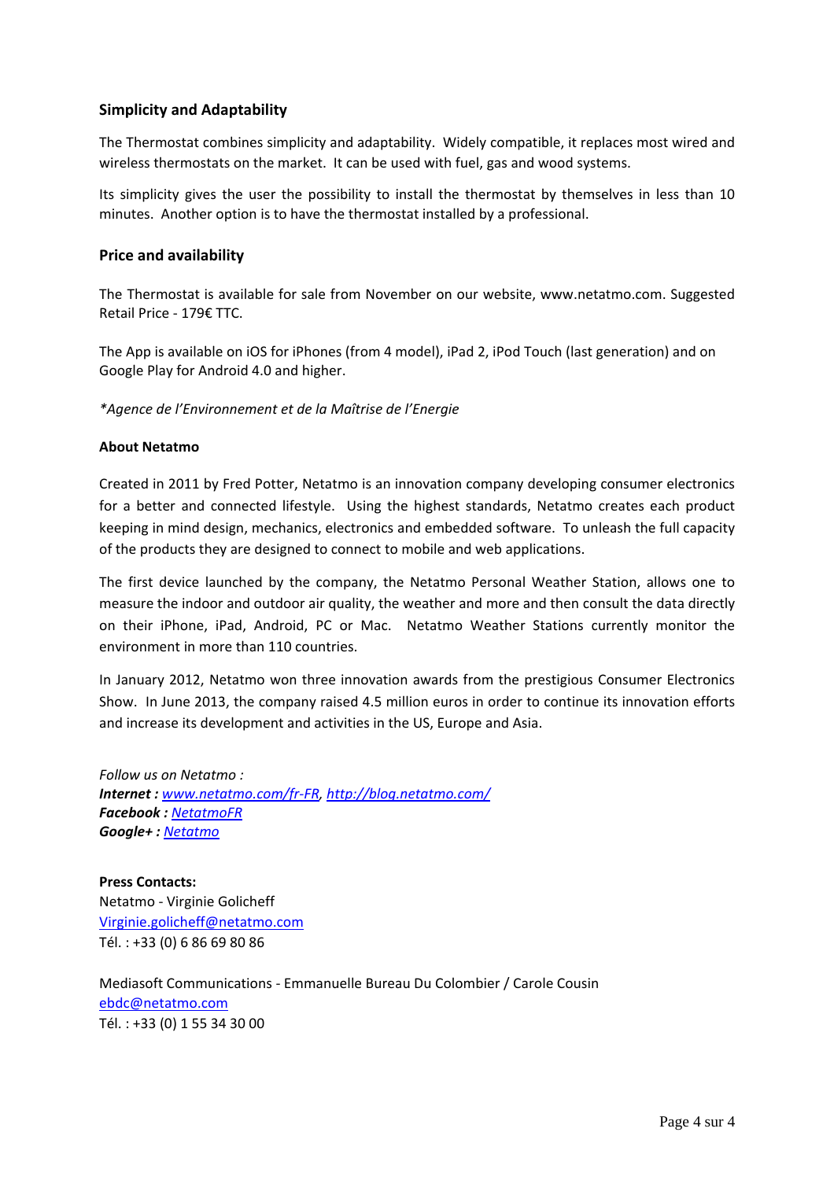### Simplicity and Adaptability

The Thermostat combines simplicity and adaptability. Widely compatible, it replaces most wired and wireless thermostats on the market. It can be used with fuel, gas and wood systems.

Its simplicity gives the user the possibility to install the thermostat by themselves in less than 10 minutes. Another option is to have the thermostat installed by a professional.

### Price and availability

The Thermostat is available for sale from November on our website, www.netatmo.com. Suggested Retail Price - 179€ TTC.

The App is available on iOS for iPhones (from 4 model), iPad 2, iPod Touch (last generation) and on Google Play for Android 4.0 and higher.

*\*Agence de l'Environnement et de la Maîtrise de l'Energie*

**About Netatmo**

Created in 2011 by Fred Potter, Netatmo is an innovation company developing consumer electronics for a better and connected lifestyle. Using the highest standards, Netatmo creates each product keeping in mind design, mechanics, electronics and embedded software. To unleash the full capacity of the products they are designed to connect to mobile and web applications.

The first device launched by the company, the Netatmo Personal Weather Station, allows one to measure the indoor and outdoor air quality, the weather and more and then consult the data directly on their iPhone, iPad, Android, PC or Mac. Netatmo Weather Stations currently monitor the environment in more than 110 countries.

In January 2012, Netatmo won three innovation awards from the prestigious Consumer Electronics Show. In June 2013, the company raised 4.5 million euros in order to continue its innovation efforts and increase its development and activities in the US, Europe and Asia.

*Follow us on Netatmo :*
***Internet :*** *www.netatmo.com/fr-FR, http://blog.netatmo.com/*
***Facebook :*** NetatmoFR
***Google+ :*** Netatmo

**Press Contacts:**
Netatmo - Virginie Golicheff
Virginie.golicheff@netatmo.com
Tél. : +33 (0) 6 86 69 80 86

Mediasoft Communications - Emmanuelle Bureau Du Colombier / Carole Cousin
ebdc@netatmo.com
Tél. : +33 (0) 1 55 34 30 00